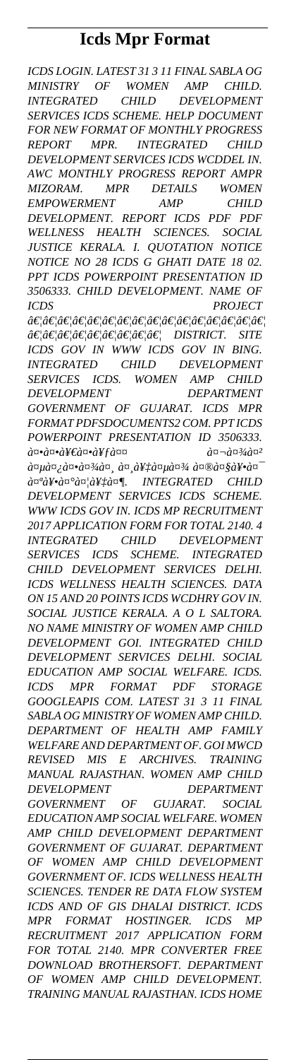# Icds Mpr Format

*ICDS LOGIN. LATEST 31 3 11 FINAL SABLA OG MINISTRY OF WOMEN AMP CHILD. INTEGRATED CHILD DEVELOPMENT SERVICES ICDS SCHEME. HELP DOCUMENT FOR NEW FORMAT OF MONTHLY PROGRESS REPORT MPR. INTEGRATED CHILD DEVELOPMENT SERVICES ICDS WCDDEL IN. AWC MONTHLY PROGRESS REPORT AMPR MIZORAM. MPR DETAILS WOMEN EMPOWERMENT AMP CHILD DEVELOPMENT. REPORT ICDS PDF PDF WELLNESS HEALTH SCIENCES. SOCIAL JUSTICE KERALA. I. QUOTATION NOTICE NOTICE NO 28 ICDS G GHATI DATE 18 02. PPT ICDS POWERPOINT PRESENTATION ID 3506333. CHILD DEVELOPMENT. NAME OF ICDS PROJECT â€¦â€¦â€¦â€¦â€¦â€¦â€¦â€¦â€¦â€¦â€¦â€¦â€¦â€¦â€¦â€¦â€¦ â€¦â€¦â€¦â€¦â€¦â€¦â€¦â€¦â€¦ DISTRICT. SITE ICDS GOV IN WWW ICDS GOV IN BING. INTEGRATED CHILD DEVELOPMENT SERVICES ICDS. WOMEN AMP CHILD DEVELOPMENT DEPARTMENT GOVERNMENT OF GUJARAT. ICDS MPR FORMAT PDFSDOCUMENTS2 COM. PPT ICDS POWERPOINT PRESENTATION ID 3506333. à¤•à¤•à¥€à¤•à¥ƒà¤¤ à¤¬à¤¾à¤² à¤µà¤¿à¤•à¤¾à¤¸ à¤¸à¥‡à¤µà¤¾ à¤®à¤§à¥à¤¯ à¤ªà¥à¤°à¤¦à¥‡à¤¶. INTEGRATED CHILD DEVELOPMENT SERVICES ICDS SCHEME. WWW ICDS GOV IN. ICDS MP RECRUITMENT 2017 APPLICATION FORM FOR TOTAL 2140. 4 INTEGRATED CHILD DEVELOPMENT SERVICES ICDS SCHEME. INTEGRATED CHILD DEVELOPMENT SERVICES DELHI. ICDS WELLNESS HEALTH SCIENCES. DATA ON 15 AND 20 POINTS ICDS WCDHRY GOV IN. SOCIAL JUSTICE KERALA. A O L SALTORA. NO NAME MINISTRY OF WOMEN AMP CHILD DEVELOPMENT GOI. INTEGRATED CHILD DEVELOPMENT SERVICES DELHI. SOCIAL EDUCATION AMP SOCIAL WELFARE. ICDS. ICDS MPR FORMAT PDF STORAGE GOOGLEAPIS COM. LATEST 31 3 11 FINAL SABLA OG MINISTRY OF WOMEN AMP CHILD. DEPARTMENT OF HEALTH AMP FAMILY WELFARE AND DEPARTMENT OF. GOI MWCD REVISED MIS E ARCHIVES. TRAINING MANUAL RAJASTHAN. WOMEN AMP CHILD DEVELOPMENT DEPARTMENT GOVERNMENT OF GUJARAT. SOCIAL EDUCATION AMP SOCIAL WELFARE. WOMEN AMP CHILD DEVELOPMENT DEPARTMENT GOVERNMENT OF GUJARAT. DEPARTMENT OF WOMEN AMP CHILD DEVELOPMENT GOVERNMENT OF. ICDS WELLNESS HEALTH SCIENCES. TENDER RE DATA FLOW SYSTEM ICDS AND OF GIS DHALAI DISTRICT. ICDS MPR FORMAT HOSTINGER. ICDS MP RECRUITMENT 2017 APPLICATION FORM FOR TOTAL 2140. MPR CONVERTER FREE DOWNLOAD BROTHERSOFT. DEPARTMENT OF WOMEN AMP CHILD DEVELOPMENT. TRAINING MANUAL RAJASTHAN. ICDS HOME*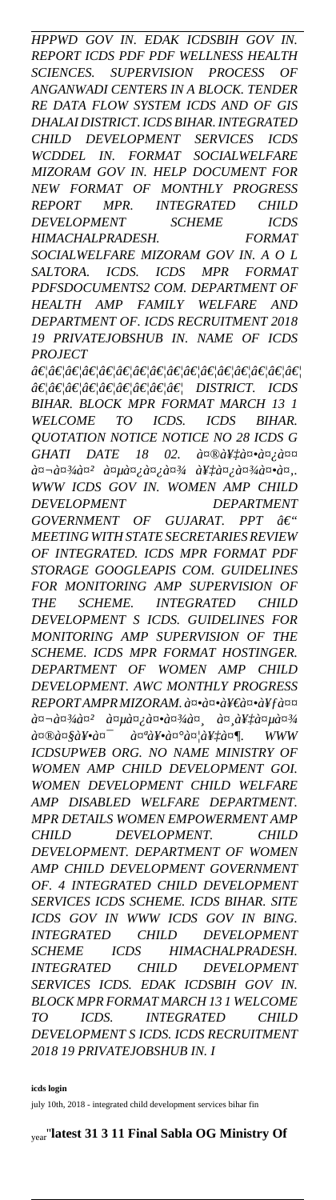*HPPWD GOV IN. EDAK ICDSBIH GOV IN. REPORT ICDS PDF PDF WELLNESS HEALTH SCIENCES. SUPERVISION PROCESS OF ANGANWADI CENTERS IN A BLOCK. TENDER RE DATA FLOW SYSTEM ICDS AND OF GIS DHALAI DISTRICT. ICDS BIHAR. INTEGRATED CHILD DEVELOPMENT SERVICES ICDS WCDDEL IN. FORMAT SOCIALWELFARE MIZORAM GOV IN. HELP DOCUMENT FOR NEW FORMAT OF MONTHLY PROGRESS REPORT MPR. INTEGRATED CHILD DEVELOPMENT SCHEME ICDS HIMACHALPRADESH. FORMAT SOCIALWELFARE MIZORAM GOV IN. A O L SALTORA. ICDS. ICDS MPR FORMAT PDFSDOCUMENTS2 COM. DEPARTMENT OF HEALTH AMP FAMILY WELFARE AND DEPARTMENT OF. ICDS RECRUITMENT 2018 19 PRIVATEJOBSHUB IN. NAME OF ICDS PROJECT â€¦â€¦â€¦â€¦â€¦â€¦â€¦â€¦â€¦â€¦â€¦â€¦â€¦â€¦â€¦â€¦â€¦â€¦â€¦â€¦â€¦â€¦â€¦â€¦â€¦ DISTRICT. ICDS BIHAR. BLOCK MPR FORMAT MARCH 13 1 WELCOME TO ICDS. ICDS BIHAR. QUOTATION NOTICE NOTICE NO 28 ICDS G GHATI DATE 18 02. à¤®à¥‡à¤•à¤¿à¤¤ à¤¬à¤¾à¤² à¤µà¤¿à¤¿à¤¾ à¥‡à¤¿à¤¾à¤•à¤‚. WWW ICDS GOV IN. WOMEN AMP CHILD DEVELOPMENT DEPARTMENT GOVERNMENT OF GUJARAT. PPT â€" MEETING WITH STATE SECRETARIES REVIEW OF INTEGRATED. ICDS MPR FORMAT PDF STORAGE GOOGLEAPIS COM. GUIDELINES FOR MONITORING AMP SUPERVISION OF THE SCHEME. INTEGRATED CHILD DEVELOPMENT S ICDS. GUIDELINES FOR MONITORING AMP SUPERVISION OF THE SCHEME. ICDS MPR FORMAT HOSTINGER. DEPARTMENT OF WOMEN AMP CHILD DEVELOPMENT. AWC MONTHLY PROGRESS REPORT AMPR MIZORAM. à¤•à¥€à¤•à¥ƒà¤¤ à¤¬à¤¾à¤² à¤µà¤¿à¤•à¤¾à¤¸ à¤¸à¥‡à¤µà¤¾ à¤®à¤§à¥•à¤¯ à¤ªà¥•à¤°à¤¦à¥‡à¤¶. WWW ICDSUPWEB ORG. NO NAME MINISTRY OF WOMEN AMP CHILD DEVELOPMENT GOI. WOMEN DEVELOPMENT CHILD WELFARE AMP DISABLED WELFARE DEPARTMENT. MPR DETAILS WOMEN EMPOWERMENT AMP CHILD DEVELOPMENT. CHILD DEVELOPMENT. DEPARTMENT OF WOMEN AMP CHILD DEVELOPMENT GOVERNMENT OF. 4 INTEGRATED CHILD DEVELOPMENT SERVICES ICDS SCHEME. ICDS BIHAR. SITE ICDS GOV IN WWW ICDS GOV IN BING. INTEGRATED CHILD DEVELOPMENT SCHEME ICDS HIMACHALPRADESH. INTEGRATED CHILD DEVELOPMENT SERVICES ICDS. EDAK ICDSBIH GOV IN. BLOCK MPR FORMAT MARCH 13 1 WELCOME TO ICDS. INTEGRATED CHILD DEVELOPMENT S ICDS. ICDS RECRUITMENT 2018 19 PRIVATEJOBSHUB IN. I*

**icds login**

july 10th, 2018 - integrated child development services bihar fin

year''**latest 31 3 11 Final Sabla OG Ministry Of**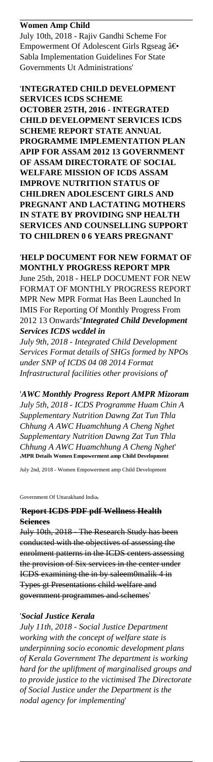**Women Amp Child**

July 10th, 2018 - Rajiv Gandhi Scheme For Empowerment Of Adolescent Girls Rgseag â€• Sabla Implementation Guidelines For State Governments Ut Administrations'

'**INTEGRATED CHILD DEVELOPMENT SERVICES ICDS SCHEME OCTOBER 25TH, 2016 - INTEGRATED CHILD DEVELOPMENT SERVICES ICDS SCHEME REPORT STATE ANNUAL PROGRAMME IMPLEMENTATION PLAN APIP FOR ASSAM 2012 13 GOVERNMENT OF ASSAM DIRECTORATE OF SOCIAL WELFARE MISSION OF ICDS ASSAM IMPROVE NUTRITION STATUS OF CHILDREN ADOLESCENT GIRLS AND PREGNANT AND LACTATING MOTHERS IN STATE BY PROVIDING SNP HEALTH SERVICES AND COUNSELLING SUPPORT TO CHILDREN 0 6 YEARS PREGNANT**'

'**HELP DOCUMENT FOR NEW FORMAT OF MONTHLY PROGRESS REPORT MPR**

June 25th, 2018 - HELP DOCUMENT FOR NEW FORMAT OF MONTHLY PROGRESS REPORT MPR New MPR Format Has Been Launched In IMIS For Reporting Of Monthly Progress From 2012 13 Onwards''***Integrated Child Development Services ICDS wcddel in***

*July 9th, 2018 - Integrated Child Development Services Format details of SHGs formed by NPOs under SNP of ICDS 04 08 2014 Format Infrastructural facilities other provisions of*'

'***AWC Monthly Progress Report AMPR Mizoram***

*July 5th, 2018 - ICDS Programme Huam Chin A Supplementary Nutrition Dawng Zat Tun Thla Chhung A AWC Huamchhung A Cheng Nghet Supplementary Nutrition Dawng Zat Tun Thla Chhung A AWC Huamchhung A Cheng Nghet*'

'**MPR Details Women Empowerment amp Child Development**

July 2nd, 2018 - Women Empowerment amp Child Development Government Of Uttarakhand India'

'~~**Report ICDS PDF pdf Wellness Health Sciences**~~

~~July 10th, 2018 - The Research Study has been conducted with the objectives of assessing the enrolment patterns in the ICDS centers assessing the provision of Six services in the center under ICDS examining the in by saleem0malik 4 in Types gt Presentations child welfare and government programmes and schemes~~'

'***Social Justice Kerala***

*July 11th, 2018 - Social Justice Department working with the concept of welfare state is underpinning socio economic development plans of Kerala Government The department is working hard for the upliftment of marginalised groups and to provide justice to the victimised The Directorate of Social Justice under the Department is the nodal agency for implementing*'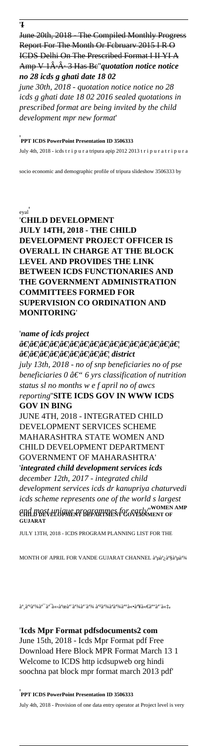'**I**

June 20th, 2018 - The Compiled Monthly Progress Report For The Month Or February 2015 I R O ICDS Delhi On The Prescribed Format I II YI A Amp V 1Â·Â· 3 Has Be''*quotation notice notice no 28 icds g ghati date 18 02*

*june 30th, 2018 - quotation notice notice no 28 icds g ghati date 18 02 2016 sealed quotations in prescribed format are being invited by the child development mpr new format*'

'**PPT ICDS PowerPoint Presentation ID 3506333**

July 4th, 2018 - icds t r i p u r a tripura apip 2012 2013 t r i p u r a t r i p u r a socio economic and demographic profile of tripura slideshow 3506333 by eyal'

'**CHILD DEVELOPMENT**
**JULY 14TH, 2018 - THE CHILD DEVELOPMENT PROJECT OFFICER IS OVERALL IN CHARGE AT THE BLOCK LEVEL AND PROVIDES THE LINK BETWEEN ICDS FUNCTIONARIES AND THE GOVERNMENT ADMINISTRATION COMMITTEES FORMED FOR SUPERVISION CO ORDINATION AND MONITORING**'

'*name of icds project â€¦â€¦â€¦â€¦â€¦â€¦â€¦â€¦â€¦â€¦â€¦â€¦â€¦â€¦â€¦â€¦â€¦â€¦â€¦â€¦â€¦â€¦â€¦ district*

*july 13th, 2018 - no of snp beneficiaries no of pse beneficiaries 0 â€" 6 yrs classification of nutrition status sl no months w e f april no of awcs reporting*''**SITE ICDS GOV IN WWW ICDS GOV IN BING**

JUNE 4TH, 2018 - INTEGRATED CHILD DEVELOPMENT SERVICES SCHEME MAHARASHTRA STATE WOMEN AND CHILD DEVELOPMENT DEPARTMENT GOVERNMENT OF MAHARASHTRA'

'*integrated child development services icds*

*december 12th, 2017 - integrated child development services icds dr kanupriya chaturvedi icds scheme represents one of the world s largest and most unique programmes for early*''**WOMEN AMP CHILD DEVELOPMENT DEPARTMENT GOVERNMENT OF GUJARAT**

JULY 13TH, 2018 - ICDS PROGRAM PLANNING LIST FOR THE MONTH OF APRIL FOR VANDE GUJARAT CHANNEL à ªµàª¿àª§àªµàª¾ àª¸àª¹àª¾àª¯ àª¯à«‹àªœàª¨àª¾ àª¯àª¾àª¦àª¾àª¦à«€àª¨à«‡'

'**Icds Mpr Format pdfsdocuments2 com**

June 15th, 2018 - Icds Mpr Format pdf Free Download Here Block MPR Format March 13 1 Welcome to ICDS http icdsupweb org hindi soochna pat block mpr format march 2013 pdf'

'**PPT ICDS PowerPoint Presentation ID 3506333**

July 4th, 2018 - Provision of one data entry operator at Project level is very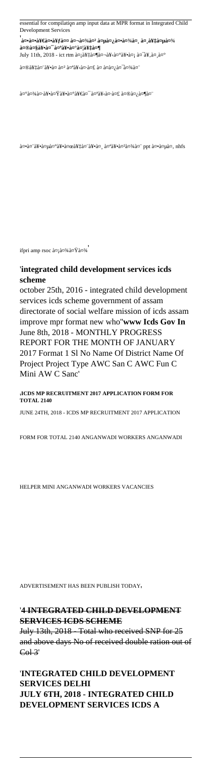essential for compilation amp input data at MPR format in Integrated Child Development Services

'**à¤•à¤•à¥€à¤•à¥ƒà¤¤ à¤¬à¤¾à¤² à¤µà¤¿à¤•à¤¾à¤¸ à¤¸à¥‡à¤µà¤¾ à¤®à¤§à¥•à¤¯ à¤ªà¥•à¤°à¤¦à¥‡à¤¶**

July 11th, 2018 - ict rtm à¤¡à¥‡à¤¶à¤¬à¥‹à¤°à¥•à¤¡ à¤¯à¥‚à¤œà¤°

à¤®à¥‡à¤¨à¥•à¤¯à¥‚à¤² à¤ªà¥‹à¤·à¤£ à¤¤à¤¿à¤¨à¤¾à¤¨

à¤ªà¤¾à¤¸à¥•à¤Ÿà¥•à¤°à¥€à¤¯ à¤ªà¥‹à¤·à¤£ à¤®à¤¿à¤¶à¤¨

à¤•à¤¨à¥•à¤µà¤°à¥•à¤œà¥‡à¤¨à¥•à¤¸ à¤ªà¥•à¤²à¤¾à¤¨ ppt à¤•à¤µà¤¸ nhfs

ifpri amp rsoc à¤¡à¤¾à¤Ÿà¤¾'

## '**integrated child development services icds scheme**

october 25th, 2016 - integrated child development services icds scheme government of assam directorate of social welfare mission of icds assam improve mpr format new who''**www Icds Gov In**

June 8th, 2018 - MONTHLY PROGRESS REPORT FOR THE MONTH OF JANUARY 2017 Format 1 Sl No Name Of District Name Of Project Project Type AWC San C AWC Fun C Mini AW C Sanc'

'**ICDS MP RECRUITMENT 2017 APPLICATION FORM FOR TOTAL 2140**

JUNE 24TH, 2018 - ICDS MP RECRUITMENT 2017 APPLICATION FORM FOR TOTAL 2140 ANGANWADI WORKERS ANGANWADI HELPER MINI ANGANWADI WORKERS VACANCIES ADVERTISEMENT HAS BEEN PUBLISH TODAY'

## '**4 INTEGRATED CHILD DEVELOPMENT SERVICES ICDS SCHEME**

July 13th, 2018 - Total who received SNP for 25 and above days No of received double ration out of Col 3'

## '**INTEGRATED CHILD DEVELOPMENT SERVICES DELHI**

**JULY 6TH, 2018 - INTEGRATED CHILD DEVELOPMENT SERVICES ICDS A**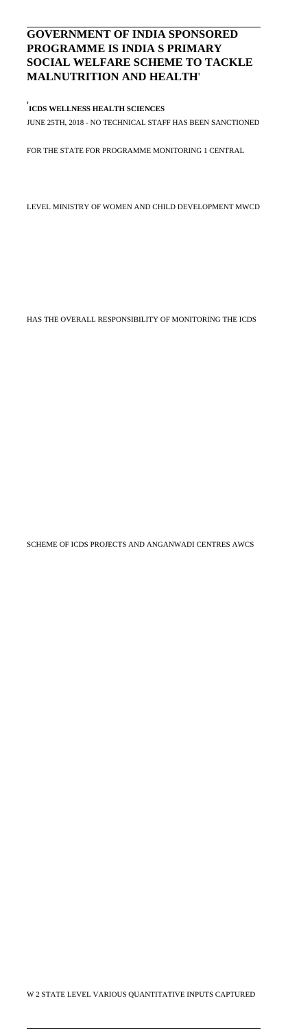## GOVERNMENT OF INDIA SPONSORED PROGRAMME IS INDIA S PRIMARY SOCIAL WELFARE SCHEME TO TACKLE MALNUTRITION AND HEALTH'

'**ICDS WELLNESS HEALTH SCIENCES**

JUNE 25TH, 2018 - NO TECHNICAL STAFF HAS BEEN SANCTIONED FOR THE STATE FOR PROGRAMME MONITORING 1 CENTRAL LEVEL MINISTRY OF WOMEN AND CHILD DEVELOPMENT MWCD HAS THE OVERALL RESPONSIBILITY OF MONITORING THE ICDS SCHEME OF ICDS PROJECTS AND ANGANWADI CENTRES AWCS W 2 STATE LEVEL VARIOUS QUANTITATIVE INPUTS CAPTURED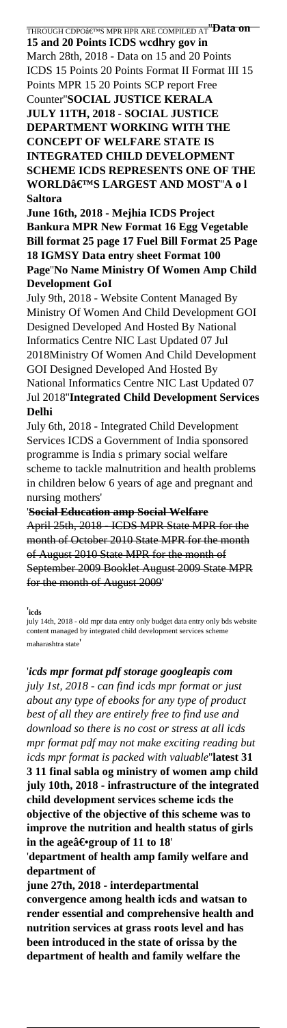THROUGH CDPOâ€™S MPR HPR ARE COMPILED AT''**Data on 15 and 20 Points ICDS wcdhry gov in**
March 28th, 2018 - Data on 15 and 20 Points ICDS 15 Points 20 Points Format II Format III 15 Points MPR 15 20 Points SCP report Free Counter''**SOCIAL JUSTICE KERALA JULY 11TH, 2018 - SOCIAL JUSTICE DEPARTMENT WORKING WITH THE CONCEPT OF WELFARE STATE IS INTEGRATED CHILD DEVELOPMENT SCHEME ICDS REPRESENTS ONE OF THE WORLDâ€™S LARGEST AND MOST''A o l Saltora**

**June 16th, 2018 - Mejhia ICDS Project Bankura MPR New Format 16 Egg Vegetable Bill format 25 page 17 Fuel Bill Format 25 Page 18 IGMSY Data entry sheet Format 100 Page''No Name Ministry Of Women Amp Child Development GoI**

July 9th, 2018 - Website Content Managed By Ministry Of Women And Child Development GOI Designed Developed And Hosted By National Informatics Centre NIC Last Updated 07 Jul 2018Ministry Of Women And Child Development GOI Designed Developed And Hosted By National Informatics Centre NIC Last Updated 07 Jul 2018''**Integrated Child Development Services Delhi**

July 6th, 2018 - Integrated Child Development Services ICDS a Government of India sponsored programme is India s primary social welfare scheme to tackle malnutrition and health problems in children below 6 years of age and pregnant and nursing mothers'

'**Social Education amp Social Welfare**
April 25th, 2018 - ICDS MPR State MPR for the month of October 2010 State MPR for the month of August 2010 State MPR for the month of September 2009 Booklet August 2009 State MPR for the month of August 2009'

'**icds**
july 14th, 2018 - old mpr data entry only budget data entry only bds website content managed by integrated child development services scheme maharashtra state'

'***icds mpr format pdf storage googleapis com***
*july 1st, 2018 - can find icds mpr format or just about any type of ebooks for any type of product best of all they are entirely free to find use and download so there is no cost or stress at all icds mpr format pdf may not make exciting reading but icds mpr format is packed with valuable*''**latest 31 3 11 final sabla og ministry of women amp child july 10th, 2018 - infrastructure of the integrated child development services scheme icds the objective of the objective of this scheme was to improve the nutrition and health status of girls in the ageâ€•group of 11 to 18**'

'**department of health amp family welfare and department of**
**june 27th, 2018 - interdepartmental convergence among health icds and watsan to render essential and comprehensive health and nutrition services at grass roots level and has been introduced in the state of orissa by the department of health and family welfare the**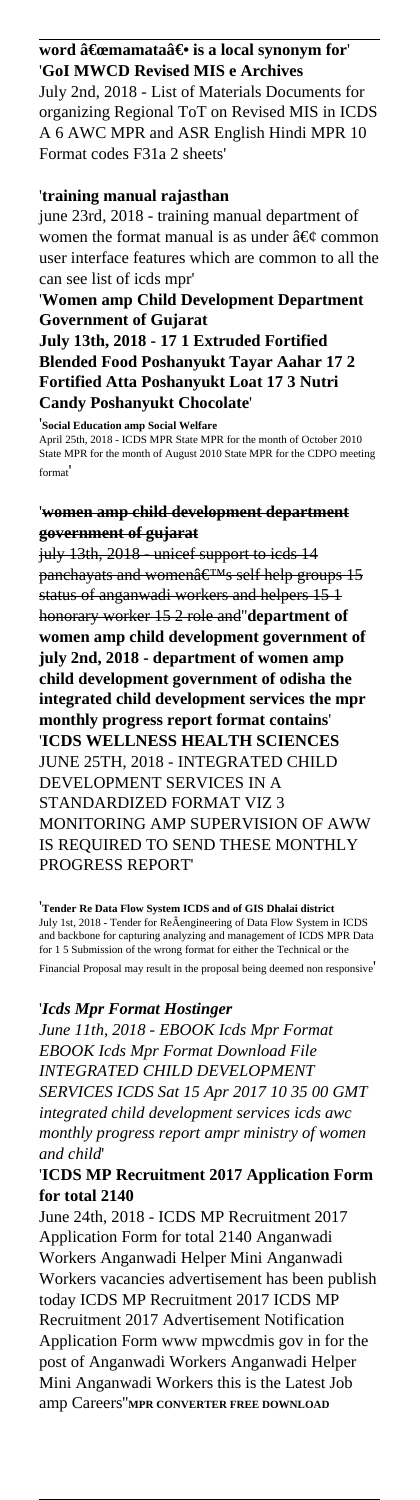**word â€œmamataâ€• is a local synonym for**' '**GoI MWCD Revised MIS e Archives**
July 2nd, 2018 - List of Materials Documents for organizing Regional ToT on Revised MIS in ICDS A 6 AWC MPR and ASR English Hindi MPR 10 Format codes F31a 2 sheets'

'**training manual rajasthan**
june 23rd, 2018 - training manual department of women the format manual is as under â€¢ common user interface features which are common to all the can see list of icds mpr'

'**Women amp Child Development Department Government of Gujarat**
**July 13th, 2018 - 17 1 Extruded Fortified Blended Food Poshanyukt Tayar Aahar 17 2 Fortified Atta Poshanyukt Loat 17 3 Nutri Candy Poshanyukt Chocolate**'

'**Social Education amp Social Welfare**
April 25th, 2018 - ICDS MPR State MPR for the month of October 2010 State MPR for the month of August 2010 State MPR for the CDPO meeting format'

'**women amp child development department government of gujarat**
july 13th, 2018 - unicef support to icds 14 panchayats and womenâ€™s self help groups 15 status of anganwadi workers and helpers 15 1 honorary worker 15 2 role and''**department of women amp child development government of july 2nd, 2018 - department of women amp child development government of odisha the integrated child development services the mpr monthly progress report format contains**' '**ICDS WELLNESS HEALTH SCIENCES**
JUNE 25TH, 2018 - INTEGRATED CHILD DEVELOPMENT SERVICES IN A STANDARDIZED FORMAT VIZ 3 MONITORING AMP SUPERVISION OF AWW IS REQUIRED TO SEND THESE MONTHLY PROGRESS REPORT'

'**Tender Re Data Flow System ICDS and of GIS Dhalai district**
July 1st, 2018 - Tender for ReÂengineering of Data Flow System in ICDS and backbone for capturing analyzing and management of ICDS MPR Data for 1 5 Submission of the wrong format for either the Technical or the Financial Proposal may result in the proposal being deemed non responsive'

'***Icds Mpr Format Hostinger***
*June 11th, 2018 - EBOOK Icds Mpr Format EBOOK Icds Mpr Format Download File INTEGRATED CHILD DEVELOPMENT SERVICES ICDS Sat 15 Apr 2017 10 35 00 GMT integrated child development services icds awc monthly progress report ampr ministry of women and child*'

'**ICDS MP Recruitment 2017 Application Form for total 2140**
June 24th, 2018 - ICDS MP Recruitment 2017 Application Form for total 2140 Anganwadi Workers Anganwadi Helper Mini Anganwadi Workers vacancies advertisement has been publish today ICDS MP Recruitment 2017 ICDS MP Recruitment 2017 Advertisement Notification Application Form www mpwcdmis gov in for the post of Anganwadi Workers Anganwadi Helper Mini Anganwadi Workers this is the Latest Job amp Careers''**MPR CONVERTER FREE DOWNLOAD**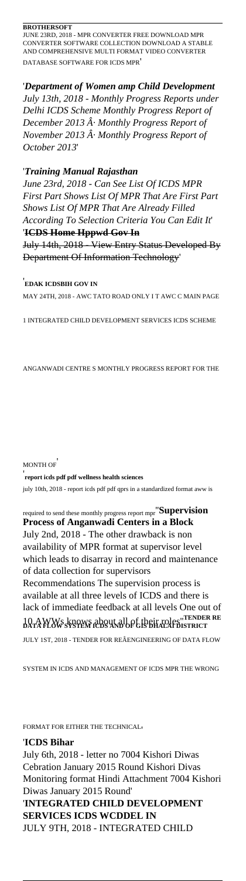**BROTHERSOFT**
JUNE 23RD, 2018 - MPR CONVERTER FREE DOWNLOAD MPR CONVERTER SOFTWARE COLLECTION DOWNLOAD A STABLE AND COMPREHENSIVE MULTI FORMAT VIDEO CONVERTER DATABASE SOFTWARE FOR ICDS MPR'

'***Department of Women amp Child Development***
*July 13th, 2018 - Monthly Progress Reports under Delhi ICDS Scheme Monthly Progress Report of December 2013 Â· Monthly Progress Report of November 2013 Â· Monthly Progress Report of October 2013*'

'***Training Manual Rajasthan***
*June 23rd, 2018 - Can See List Of ICDS MPR First Part Shows List Of MPR That Are First Part Shows List Of MPR That Are Already Filled According To Selection Criteria You Can Edit It*'
'**ICDS Home Hppwd Gov In**
~~July 14th, 2018 - View Entry Status Developed By Department Of Information Technology~~'

'**EDAK ICDSBIH GOV IN**
MAY 24TH, 2018 - AWC TATO ROAD ONLY I T AWC C MAIN PAGE 1 INTEGRATED CHILD DEVELOPMENT SERVICES ICDS SCHEME ANGANWADI CENTRE S MONTHLY PROGRESS REPORT FOR THE MONTH OF'

'**report icds pdf pdf wellness health sciences**
july 10th, 2018 - report icds pdf pdf qprs in a standardized format aww is required to send these monthly progress report mpr''**Supervision Process of Anganwadi Centers in a Block**
July 2nd, 2018 - The other drawback is non availability of MPR format at supervisor level which leads to disarray in record and maintenance of data collection for supervisors Recommendations The supervision process is available at all three levels of ICDS and there is lack of immediate feedback at all levels One out of 10 AWWs knows about all of their roles''**TENDER RE DATA FLOW SYSTEM ICDS AND OF GIS DHALAI DISTRICT**
JULY 1ST, 2018 - TENDER FOR REÂENGINEERING OF DATA FLOW SYSTEM IN ICDS AND MANAGEMENT OF ICDS MPR THE WRONG FORMAT FOR EITHER THE TECHNICAL'

'**ICDS Bihar**
July 6th, 2018 - letter no 7004 Kishori Diwas Cebration January 2015 Round Kishori Divas Monitoring format Hindi Attachment 7004 Kishori Diwas January 2015 Round'
'**INTEGRATED CHILD DEVELOPMENT SERVICES ICDS WCDDEL IN**
JULY 9TH, 2018 - INTEGRATED CHILD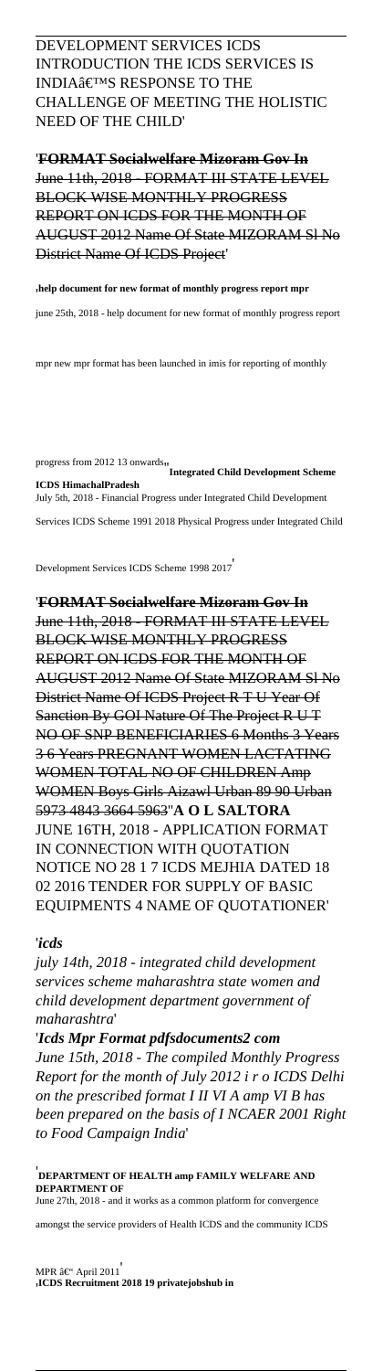DEVELOPMENT SERVICES ICDS INTRODUCTION THE ICDS SERVICES IS INDIA'S RESPONSE TO THE CHALLENGE OF MEETING THE HOLISTIC NEED OF THE CHILD'

'**FORMAT Socialwelfare Mizoram Gov In**
~~June 11th, 2018 - FORMAT III STATE LEVEL BLOCK WISE MONTHLY PROGRESS REPORT ON ICDS FOR THE MONTH OF AUGUST 2012 Name Of State MIZORAM Sl No District Name Of ICDS Project~~'

'**help document for new format of monthly progress report mpr**
june 25th, 2018 - help document for new format of monthly progress report mpr new mpr format has been launched in imis for reporting of monthly progress from 2012 13 onwards''**Integrated Child Development Scheme ICDS HimachalPradesh**
July 5th, 2018 - Financial Progress under Integrated Child Development Services ICDS Scheme 1991 2018 Physical Progress under Integrated Child Development Services ICDS Scheme 1998 2017'

'**FORMAT Socialwelfare Mizoram Gov In**
~~June 11th, 2018 - FORMAT III STATE LEVEL BLOCK WISE MONTHLY PROGRESS REPORT ON ICDS FOR THE MONTH OF AUGUST 2012 Name Of State MIZORAM Sl No District Name Of ICDS Project R T U Year Of Sanction By GOI Nature Of The Project R U T NO OF SNP BENEFICIARIES 6 Months 3 Years 3 6 Years PREGNANT WOMEN LACTATING WOMEN TOTAL NO OF CHILDREN Amp WOMEN Boys Girls Aizawl Urban 89 90 Urban 5973 4843 3664 5963~~''**A O L SALTORA**
JUNE 16TH, 2018 - APPLICATION FORMAT IN CONNECTION WITH QUOTATION NOTICE NO 28 1 7 ICDS MEJHIA DATED 18 02 2016 TENDER FOR SUPPLY OF BASIC EQUIPMENTS 4 NAME OF QUOTATIONER'

'***icds***
*july 14th, 2018 - integrated child development services scheme maharashtra state women and child development department government of maharashtra*'

'***Icds Mpr Format pdfsdocuments2 com***
*June 15th, 2018 - The compiled Monthly Progress Report for the month of July 2012 i r o ICDS Delhi on the prescribed format I II VI A amp VI B has been prepared on the basis of I NCAER 2001 Right to Food Campaign India*'

'**DEPARTMENT OF HEALTH amp FAMILY WELFARE AND DEPARTMENT OF**
June 27th, 2018 - and it works as a common platform for convergence amongst the service providers of Health ICDS and the community ICDS MPR – April 2011'
'**ICDS Recruitment 2018 19 privatejobshub in**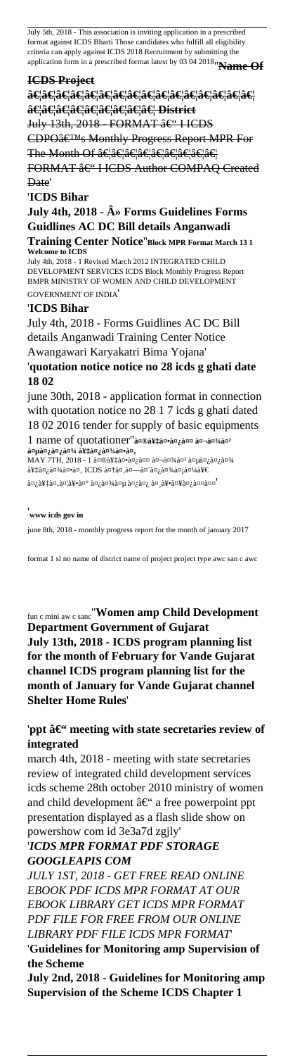July 5th, 2018 - This association is inviting application in a prescribed format against ICDS Bharti Those candidates who fulfill all eligibility criteria can apply against ICDS 2018 Recruitment by submitting the application form in a prescribed format latest by 03 04 2018''**Name Of ICDS Project**

**â€¦â€¦â€¦â€¦â€¦â€¦â€¦â€¦â€¦â€¦â€¦â€¦â€¦â€¦â€¦â€¦â€¦â€¦â€¦â€¦â€¦â€¦â€¦â€¦ District**

~~July 13th, 2018 - FORMAT â€" I ICDS CDPOâ€™s Monthly Progress Report MPR For The Month Of â€¦â€¦â€¦â€¦â€¦â€¦â€¦â€¦ FORMAT â€" I ICDS Author COMPAQ Created Date~~'

'**ICDS Bihar**

**July 4th, 2018 - Â» Forms Guidelines Forms Guidlines AC DC Bill details Anganwadi Training Center Notice**''**Block MPR Format March 13 1 Welcome to ICDS**

July 4th, 2018 - 1 Revised March 2012 INTEGRATED CHILD DEVELOPMENT SERVICES ICDS Block Monthly Progress Report BMPR MINISTRY OF WOMEN AND CHILD DEVELOPMENT GOVERNMENT OF INDIA'

'**ICDS Bihar**

July 4th, 2018 - Forms Guidlines AC DC Bill details Anganwadi Training Center Notice Awangawari Karyakatri Bima Yojana'

'**quotation notice notice no 28 icds g ghati date 18 02**

june 30th, 2018 - application format in connection with quotation notice no 28 1 7 icds g ghati dated 18 02 2016 tender for supply of basic equipments 1 name of quotationer''**à¤®à¥‡à¤•à¤¿à¤¤ à¤¬à¤¾à¤² à¤µà¤¿à¤¾ à¥‡à¤¿à¤¾à¤•à¤¸**

MAY 7TH, 2018 - 1 à¤®à¥‡à¤•à¤¿à¤¤ à¤¬à¤¾à¤² à¤µà¤¿à¤¾ à¥‡à¤¿à¤¾à¤•à¤¸ ICDS à¤†à¤¸à¤—à¤¨à¤¾à¤¡à¤¾à¤¥à¥€ à¤¿à¥‡à¤¸à¤¦à¥•à¤° à¤¿à¤¾à¤µ à¤¿à¤¿ à¤¸à¥•à¤¥à¤¿à¤¤à¤¤'

'**www icds gov in**

june 8th, 2018 - monthly progress report for the month of january 2017 format 1 sl no name of district name of project project type awc san c awc fun c mini aw c sanc''**Women amp Child Development Department Government of Gujarat**

**July 13th, 2018 - ICDS program planning list for the month of February for Vande Gujarat channel ICDS program planning list for the month of January for Vande Gujarat channel Shelter Home Rules**'

'**ppt â€" meeting with state secretaries review of integrated**

march 4th, 2018 - meeting with state secretaries review of integrated child development services icds scheme 28th october 2010 ministry of women and child development â€" a free powerpoint ppt presentation displayed as a flash slide show on powershow com id 3e3a7d zgjly'

'***ICDS MPR FORMAT PDF STORAGE GOOGLEAPIS COM***

*JULY 1ST, 2018 - GET FREE READ ONLINE EBOOK PDF ICDS MPR FORMAT AT OUR EBOOK LIBRARY GET ICDS MPR FORMAT PDF FILE FOR FREE FROM OUR ONLINE LIBRARY PDF FILE ICDS MPR FORMAT*'

'**Guidelines for Monitoring amp Supervision of the Scheme**

**July 2nd, 2018 - Guidelines for Monitoring amp Supervision of the Scheme ICDS Chapter 1**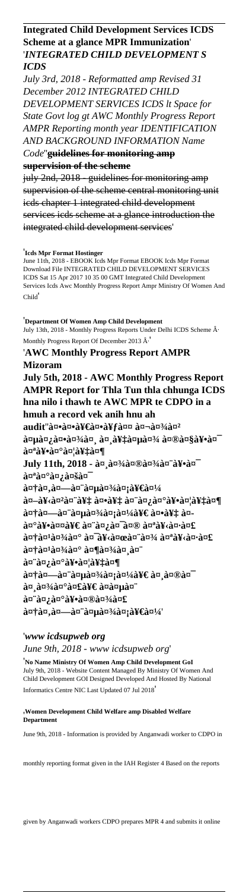**Integrated Child Development Services ICDS Scheme at a glance MPR Immunization**' '*INTEGRATED CHILD DEVELOPMENT S ICDS*

*July 3rd, 2018 - Reformatted amp Revised 31 December 2012 INTEGRATED CHILD DEVELOPMENT SERVICES ICDS lt Space for State Govt log gt AWC Monthly Progress Report AMPR Reporting month year IDENTIFICATION AND BACKGROUND INFORMATION Name Code*''**guidelines for monitoring amp supervision of the scheme**

july 2nd, 2018 - guidelines for monitoring amp supervision of the scheme central monitoring unit icds chapter 1 integrated child development services icds scheme at a glance introduction the integrated child development services'

'**Icds Mpr Format Hostinger**

June 11th, 2018 - EBOOK Icds Mpr Format EBOOK Icds Mpr Format Download File INTEGRATED CHILD DEVELOPMENT SERVICES ICDS Sat 15 Apr 2017 10 35 00 GMT Integrated Child Development Services Icds Awc Monthly Progress Report Ampr Ministry Of Women And Child'

'**Department Of Women Amp Child Development**

July 13th, 2018 - Monthly Progress Reports Under Delhi ICDS Scheme Â· Monthly Progress Report Of December 2013 Â·'

'**AWC Monthly Progress Report AMPR Mizoram**

**July 5th, 2018 - AWC Monthly Progress Report AMPR Report for Thla Tun thla chhunga ICDS hna nilo i thawh te AWC MPR te CDPO in a hmuh a record vek anih hnu ah audit**''**à¤•à¤•à¥€à¤•à¥ƒà¤¤ à¤¬à¤¾à¤² à¤µà¤¿à¤•à¤¾à¤¸ à¤¸à¥‡à¤µà¤¾ à¤®à¤§à¥•à¤¯ à¤ªà¥•à¤°à¤¦à¥‡à¤¶**

**July 11th, 2018 - à¤¸à¤¾à¤®à¤¾à¤¨à¥•à¤¯ à¤ªà¤°à¤¿à¤šà¤¯ à¤†à¤‚à¤—à¤¨à¤µà¤¾à¤¡à¥€à¤¼ à¤–à¥‹à¤²à¤¨à¥‡ à¤•à¥‡ à¤¨à¤¿à¤°à¥•à¤¦à¥‡à¤¶ à¤†à¤—à¤¨à¤µà¤¾à¤¡à¤¼à¥€ à¤•à¥‡ à¤­à¤°à¥•à¤¤à¥€ à¤¨à¤¿à¤¯à¤® à¤ªà¥‹à¤·à¤£ à¤†à¤¹à¤¾à¤° à¤¯à¥‹à¤œà¤¨à¤¾ à¤ªà¥‹à¤·à¤£ à¤†à¤¹à¤¾à¤° à¤¶à¤¾à¤¸à¤¨ à¤¨à¤¿à¤°à¥•à¤¦à¥‡à¤¶ à¤†à¤—à¤¨à¤µà¤¾à¤¡à¤¼à¥€ à¤¸à¤®à¤¯ à¤¸à¤¾à¤°à¤£à¥€ à¤­à¤µà¤¨ à¤¨à¤¿à¤°à¥•à¤®à¤¾à¤£ à¤†à¤‚à¤—à¤¨à¤µà¤¾à¤¡à¥€à¤¼**'

'*www icdsupweb org*

*June 9th, 2018 - www icdsupweb org*'

'**No Name Ministry Of Women Amp Child Development GoI**

July 9th, 2018 - Website Content Managed By Ministry Of Women And Child Development GOI Designed Developed And Hosted By National Informatics Centre NIC Last Updated 07 Jul 2018'

'**Women Development Child Welfare amp Disabled Welfare Department**

June 9th, 2018 - Information is provided by Anganwadi worker to CDPO in monthly reporting format given in the IAH Register 4 Based on the reports given by Anganwadi workers CDPO prepares MPR 4 and submits it online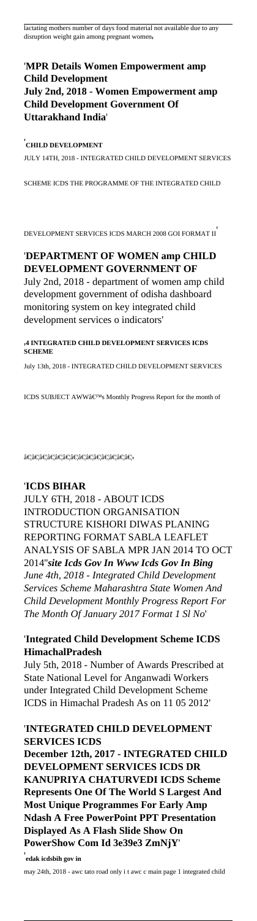lactating mothers number of days food material not available due to any disruption weight gain among pregnant women'

'**MPR Details Women Empowerment amp Child Development**
**July 2nd, 2018 - Women Empowerment amp Child Development Government Of Uttarakhand India**'

'**CHILD DEVELOPMENT**
JULY 14TH, 2018 - INTEGRATED CHILD DEVELOPMENT SERVICES SCHEME ICDS THE PROGRAMME OF THE INTEGRATED CHILD DEVELOPMENT SERVICES ICDS MARCH 2008 GOI FORMAT II'

'**DEPARTMENT OF WOMEN amp CHILD DEVELOPMENT GOVERNMENT OF**
July 2nd, 2018 - department of women amp child development government of odisha dashboard monitoring system on key integrated child development services o indicators'

'**4 INTEGRATED CHILD DEVELOPMENT SERVICES ICDS SCHEME**
July 13th, 2018 - INTEGRATED CHILD DEVELOPMENT SERVICES ICDS SUBJECT AWWâ€™s Monthly Progress Report for the month of

â€¦â€¦â€¦â€¦â€¦â€¦â€¦â€¦â€¦â€¦â€¦â€¦â€¦'

'**ICDS BIHAR**
JULY 6TH, 2018 - ABOUT ICDS INTRODUCTION ORGANISATION STRUCTURE KISHORI DIWAS PLANING REPORTING FORMAT SABLA LEAFLET ANALYSIS OF SABLA MPR JAN 2014 TO OCT 2014''***site Icds Gov In Www Icds Gov In Bing***
*June 4th, 2018 - Integrated Child Development Services Scheme Maharashtra State Women And Child Development Monthly Progress Report For The Month Of January 2017 Format 1 Sl No*'

'**Integrated Child Development Scheme ICDS HimachalPradesh**
July 5th, 2018 - Number of Awards Prescribed at State National Level for Anganwadi Workers under Integrated Child Development Scheme ICDS in Himachal Pradesh As on 11 05 2012'

'**INTEGRATED CHILD DEVELOPMENT SERVICES ICDS**
**December 12th, 2017 - INTEGRATED CHILD DEVELOPMENT SERVICES ICDS DR KANUPRIYA CHATURVEDI ICDS Scheme Represents One Of The World S Largest And Most Unique Programmes For Early Amp Ndash A Free PowerPoint PPT Presentation Displayed As A Flash Slide Show On PowerShow Com Id 3e39e3 ZmNjY**'

'**edak icdsbih gov in**
may 24th, 2018 - awc tato road only i t awc c main page 1 integrated child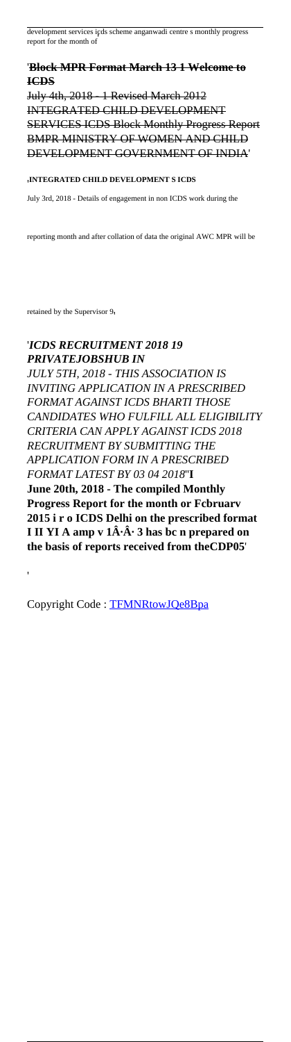development services icds scheme anganwadi centre s monthly progress report for the month of

'**Block MPR Format March 13 1 Welcome to ICDS**
July 4th, 2018 - 1 Revised March 2012 INTEGRATED CHILD DEVELOPMENT SERVICES ICDS Block Monthly Progress Report BMPR MINISTRY OF WOMEN AND CHILD DEVELOPMENT GOVERNMENT OF INDIA'

'**INTEGRATED CHILD DEVELOPMENT S ICDS**

July 3rd, 2018 - Details of engagement in non ICDS work during the

reporting month and after collation of data the original AWC MPR will be

retained by the Supervisor 9'

'***ICDS RECRUITMENT 2018 19 PRIVATEJOBSHUB IN***
*JULY 5TH, 2018 - THIS ASSOCIATION IS INVITING APPLICATION IN A PRESCRIBED FORMAT AGAINST ICDS BHARTI THOSE CANDIDATES WHO FULFILL ALL ELIGIBILITY CRITERIA CAN APPLY AGAINST ICDS 2018 RECRUITMENT BY SUBMITTING THE APPLICATION FORM IN A PRESCRIBED FORMAT LATEST BY 03 04 2018*''**I**
**June 20th, 2018 - The compiled Monthly Progress Report for the month or Fcbruarv 2015 i r o ICDS Delhi on the prescribed format I II YI A amp v 1Â·Â· 3 has bc n prepared on the basis of reports received from theCDP05**'

'

Copyright Code : TFMNRtowJQe8Bpa